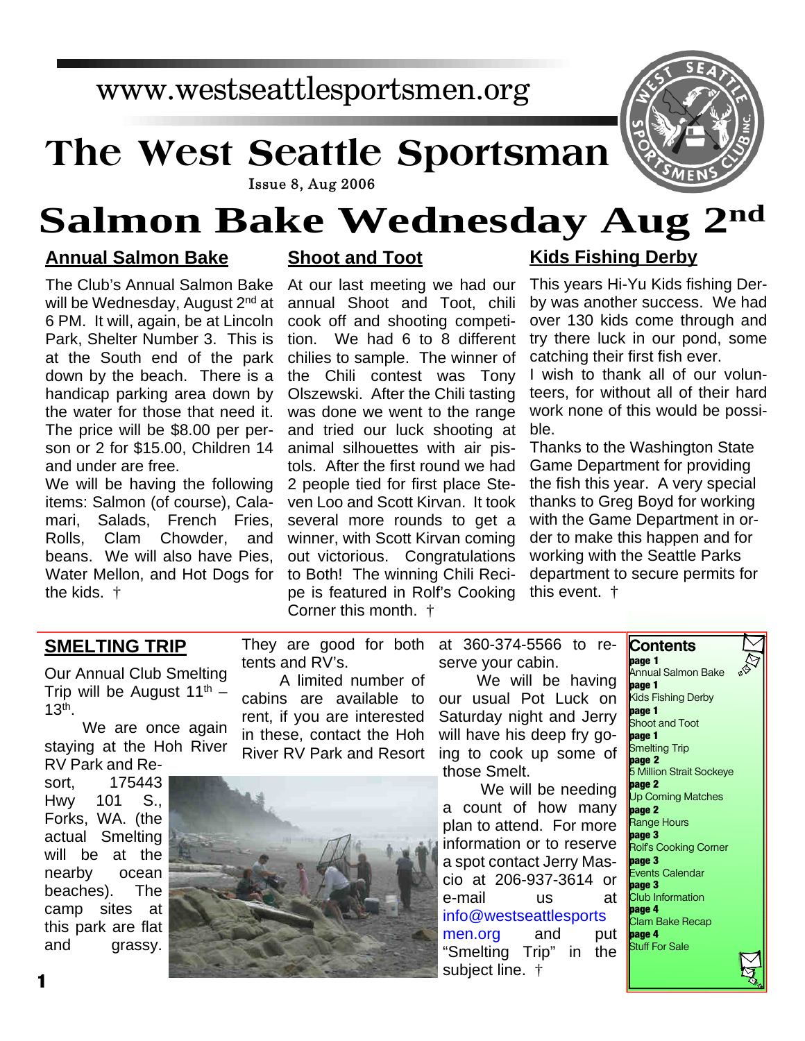www.westseattlesportsmen.org

# The West Seattle Sportsman

Issue 8, Aug 2006

# Salmon Bake Wednesday Aug 2nd

## Annual Salmon Bake

The Club's Annual Salmon Bake will be Wednesday, August 2nd at 6 PM. It will, again, be at Lincoln Park, Shelter Number 3. This is at the South end of the park down by the beach. There is a handicap parking area down by the water for those that need it. The price will be $8.00 per person or 2 for $15.00, Children 14 and under are free.

We will be having the following items: Salmon (of course), Calamari, Salads, French Fries, Rolls, Clam Chowder, and beans. We will also have Pies, Water Mellon, and Hot Dogs for the kids. †

## Shoot and Toot

At our last meeting we had our annual Shoot and Toot, chili cook off and shooting competition. We had 6 to 8 different chilies to sample. The winner of the Chili contest was Tony Olszewski. After the Chili tasting was done we went to the range and tried our luck shooting at animal silhouettes with air pistols. After the first round we had 2 people tied for first place Steven Loo and Scott Kirvan. It took several more rounds to get a winner, with Scott Kirvan coming out victorious. Congratulations to Both! The winning Chili Recipe is featured in Rolf's Cooking Corner this month. †

## Kids Fishing Derby

This years Hi-Yu Kids fishing Derby was another success. We had over 130 kids come through and try there luck in our pond, some catching their first fish ever.

I wish to thank all of our volunteers, for without all of their hard work none of this would be possible.

Thanks to the Washington State Game Department for providing the fish this year. A very special thanks to Greg Boyd for working with the Game Department in order to make this happen and for working with the Seattle Parks department to secure permits for this event. †

## SMELTING TRIP

Our Annual Club Smelting Trip will be August 11th – 13th.

We are once again staying at the Hoh River RV Park and Resort, 175443 Hwy 101 S., Forks, WA. (the actual Smelting will be at the nearby ocean beaches). The camp sites at this park are flat and grassy. They are good for both tents and RV's.

A limited number of cabins are available to rent, if you are interested in these, contact the Hoh River RV Park and Resort at 360-374-5566 to reserve your cabin.

We will be having our usual Pot Luck on Saturday night and Jerry will have his deep fry going to cook up some of those Smelt.

We will be needing a count of how many plan to attend. For more information or to reserve a spot contact Jerry Mascio at 206-937-3614 or e-mail us at info@westseattlesportsmen.org and put "Smelting Trip" in the subject line. †

## Contents

- **page 1** Annual Salmon Bake
- **page 1** Kids Fishing Derby
- **page 1** Shoot and Toot
- **page 1** Smelting Trip
- **page 2** 5 Million Strait Sockeye
- **page 2** Up Coming Matches
- **page 2** Range Hours
- **page 3** Rolf's Cooking Corner
- **page 3** Events Calendar
- **page 3** Club Information
- **page 4** Clam Bake Recap
- **page 4** Stuff For Sale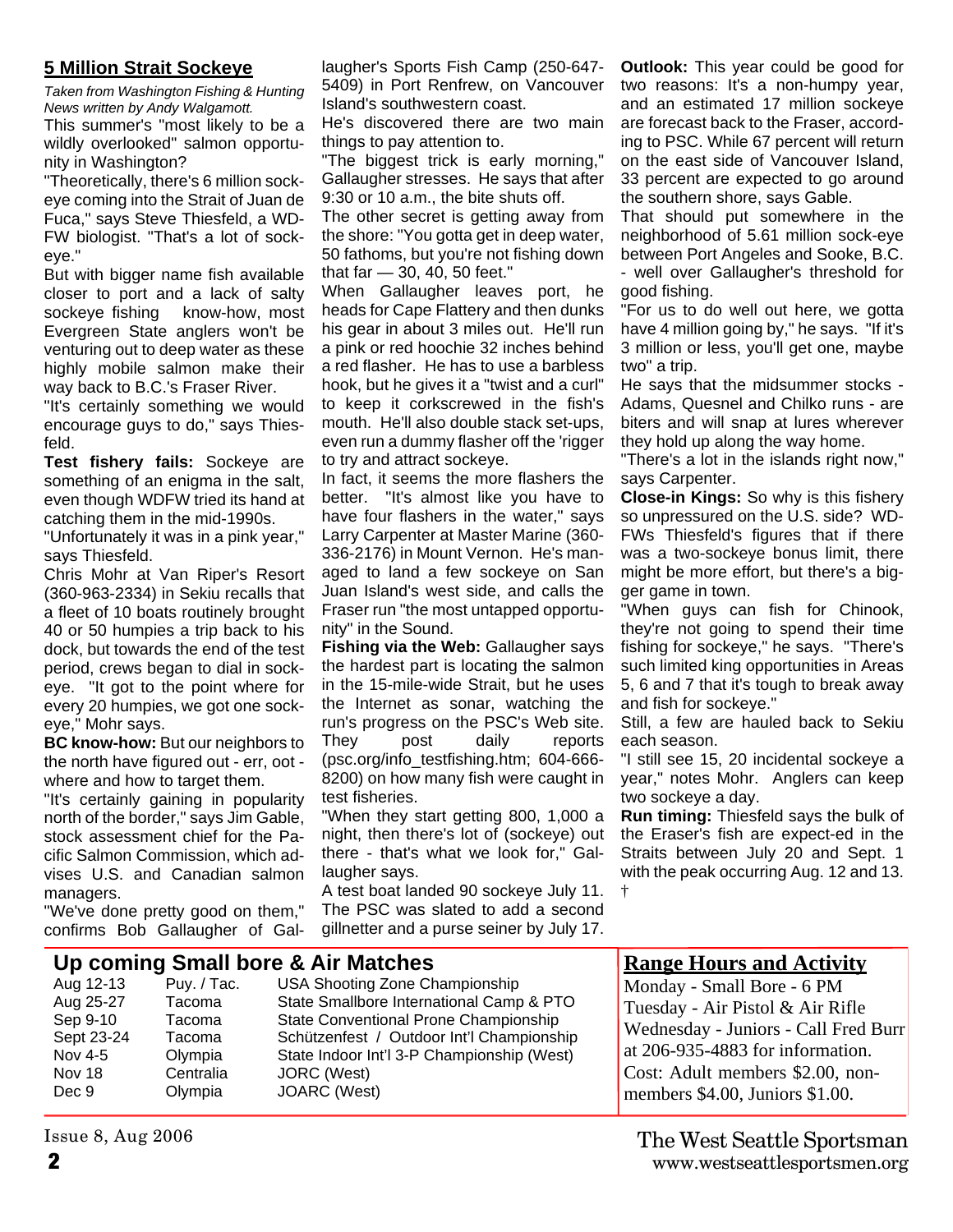## 5 Million Strait Sockeye

*Taken from Washington Fishing & Hunting News written by Andy Walgamott.*

This summer's "most likely to be a wildly overlooked" salmon opportunity in Washington?

"Theoretically, there's 6 million sockeye coming into the Strait of Juan de Fuca," says Steve Thiesfeld, a WDFW biologist. "That's a lot of sockeye."

But with bigger name fish available closer to port and a lack of salty sockeye fishing know-how, most Evergreen State anglers won't be venturing out to deep water as these highly mobile salmon make their way back to B.C.'s Fraser River.

"It's certainly something we would encourage guys to do," says Thiesfeld.

**Test fishery fails:** Sockeye are something of an enigma in the salt, even though WDFW tried its hand at catching them in the mid-1990s.

"Unfortunately it was in a pink year," says Thiesfeld.

Chris Mohr at Van Riper's Resort (360-963-2334) in Sekiu recalls that a fleet of 10 boats routinely brought 40 or 50 humpies a trip back to his dock, but towards the end of the test period, crews began to dial in sockeye. "It got to the point where for every 20 humpies, we got one sockeye," Mohr says.

**BC know-how:** But our neighbors to the north have figured out - err, oot - where and how to target them.

"It's certainly gaining in popularity north of the border," says Jim Gable, stock assessment chief for the Pacific Salmon Commission, which advises U.S. and Canadian salmon managers.

"We've done pretty good on them," confirms Bob Gallaugher of Gallaugher's Sports Fish Camp (250-647-5409) in Port Renfrew, on Vancouver Island's southwestern coast.

He's discovered there are two main things to pay attention to.

"The biggest trick is early morning," Gallaugher stresses. He says that after 9:30 or 10 a.m., the bite shuts off.

The other secret is getting away from the shore: "You gotta get in deep water, 50 fathoms, but you're not fishing down that far — 30, 40, 50 feet."

When Gallaugher leaves port, he heads for Cape Flattery and then dunks his gear in about 3 miles out. He'll run a pink or red hoochie 32 inches behind a red flasher. He has to use a barbless hook, but he gives it a "twist and a curl" to keep it corkscrewed in the fish's mouth. He'll also double stack set-ups, even run a dummy flasher off the 'rigger to try and attract sockeye.

In fact, it seems the more flashers the better. "It's almost like you have to have four flashers in the water," says Larry Carpenter at Master Marine (360-336-2176) in Mount Vernon. He's managed to land a few sockeye on San Juan Island's west side, and calls the Fraser run "the most untapped opportunity" in the Sound.

**Fishing via the Web:** Gallaugher says the hardest part is locating the salmon in the 15-mile-wide Strait, but he uses the Internet as sonar, watching the run's progress on the PSC's Web site. They post daily reports (psc.org/info_testfishing.htm; 604-666-8200) on how many fish were caught in test fisheries.

"When they start getting 800, 1,000 a night, then there's lot of (sockeye) out there - that's what we look for," Gallaugher says.

A test boat landed 90 sockeye July 11. The PSC was slated to add a second gillnetter and a purse seiner by July 17.

**Outlook:** This year could be good for two reasons: It's a non-humpy year, and an estimated 17 million sockeye are forecast back to the Fraser, according to PSC. While 67 percent will return on the east side of Vancouver Island, 33 percent are expected to go around the southern shore, says Gable.

That should put somewhere in the neighborhood of 5.61 million sock-eye between Port Angeles and Sooke, B.C. - well over Gallaugher's threshold for good fishing.

"For us to do well out here, we gotta have 4 million going by," he says. "If it's 3 million or less, you'll get one, maybe two" a trip.

He says that the midsummer stocks - Adams, Quesnel and Chilko runs - are biters and will snap at lures wherever they hold up along the way home.

"There's a lot in the islands right now," says Carpenter.

**Close-in Kings:** So why is this fishery so unpressured on the U.S. side? WDFWs Thiesfeld's figures that if there was a two-sockeye bonus limit, there might be more effort, but there's a bigger game in town.

"When guys can fish for Chinook, they're not going to spend their time fishing for sockeye," he says. "There's such limited king opportunities in Areas 5, 6 and 7 that it's tough to break away and fish for sockeye."

Still, a few are hauled back to Sekiu each season.

"I still see 15, 20 incidental sockeye a year," notes Mohr. Anglers can keep two sockeye a day.

**Run timing:** Thiesfeld says the bulk of the Fraser's fish are expect-ed in the Straits between July 20 and Sept. 1 with the peak occurring Aug. 12 and 13. †

## Up coming Small bore & Air Matches

| Date | Location | Event |
|---|---|---|
| Aug 12-13 | Puy. / Tac. | USA Shooting Zone Championship |
| Aug 25-27 | Tacoma | State Smallbore International Camp & PTO |
| Sep 9-10 | Tacoma | State Conventional Prone Championship |
| Sept 23-24 | Tacoma | Schützenfest / Outdoor Int'l Championship |
| Nov 4-5 | Olympia | State Indoor Int'l 3-P Championship (West) |
| Nov 18 | Centralia | JORC (West) |
| Dec 9 | Olympia | JOARC (West) |

## Range Hours and Activity

Monday - Small Bore - 6 PM
Tuesday - Air Pistol & Air Rifle
Wednesday - Juniors - Call Fred Burr at 206-935-4883 for information.
Cost: Adult members $2.00, non-members $4.00, Juniors $1.00.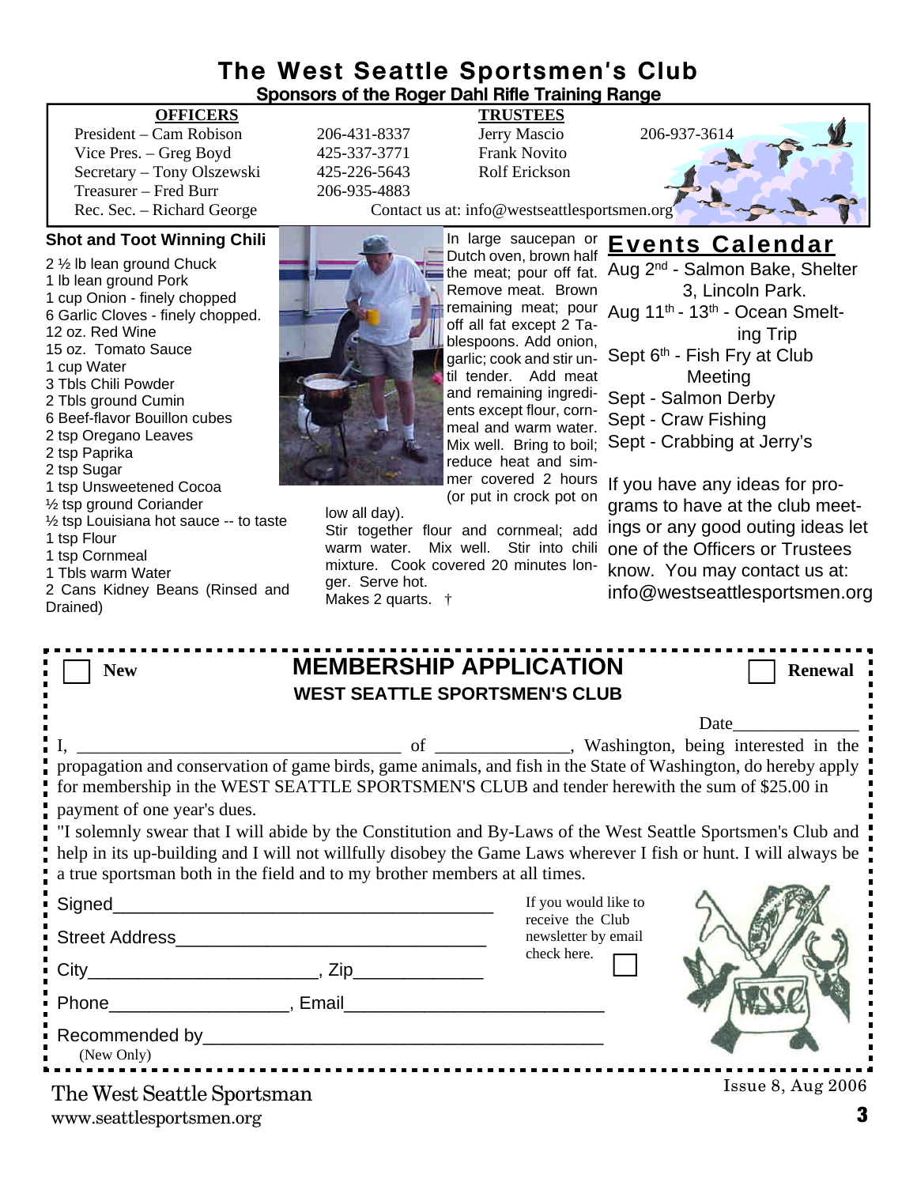# The West Seattle Sportsmen's Club

**Sponsors of the Roger Dahl Rifle Training Range**

| **OFFICERS** | | **TRUSTEES** | |
|---|---|---|---|
| President – Cam Robison | 206-431-8337 | Jerry Mascio | 206-937-3614 |
| Vice Pres. – Greg Boyd | 425-337-3771 | Frank Novito | |
| Secretary – Tony Olszewski | 425-226-5643 | Rolf Erickson | |
| Treasurer – Fred Burr | 206-935-4883 | | |
| Rec. Sec. – Richard George | | | |

Contact us at: info@westseattlesportsmen.org

## Shot and Toot Winning Chili

2 ½ lb lean ground Chuck
1 lb lean ground Pork
1 cup Onion - finely chopped
6 Garlic Cloves - finely chopped.
12 oz. Red Wine
15 oz. Tomato Sauce
1 cup Water
3 Tbls Chili Powder
2 Tbls ground Cumin
6 Beef-flavor Bouillon cubes
2 tsp Oregano Leaves
2 tsp Paprika
2 tsp Sugar
1 tsp Unsweetened Cocoa
½ tsp ground Coriander
½ tsp Louisiana hot sauce -- to taste
1 tsp Flour
1 tsp Cornmeal
1 Tbls warm Water
2 Cans Kidney Beans (Rinsed and Drained)

In large saucepan or Dutch oven, brown half the meat; pour off fat. Remove meat. Brown remaining meat; pour off all fat except 2 Tablespoons. Add onion, garlic; cook and stir until tender. Add meat and remaining ingredients except flour, cornmeal and warm water. Mix well. Bring to boil; reduce heat and simmer covered 2 hours (or put in crock pot on low all day).

Stir together flour and cornmeal; add warm water. Mix well. Stir into chili mixture. Cook covered 20 minutes longer. Serve hot.

Makes 2 quarts. †

## Events Calendar

Aug 2nd - Salmon Bake, Shelter 3, Lincoln Park.
Aug 11th - 13th - Ocean Smelting Trip
Sept 6th - Fish Fry at Club Meeting
Sept - Salmon Derby
Sept - Craw Fishing
Sept - Crabbing at Jerry's

If you have any ideas for programs to have at the club meetings or any good outing ideas let one of the Officers or Trustees know. You may contact us at: info@westseattlesportsmen.org

---

☐ **New** ☐ **Renewal**

## MEMBERSHIP APPLICATION

**WEST SEATTLE SPORTSMEN'S CLUB**

Date______________

I, ____________________________________ of _______________, Washington, being interested in the propagation and conservation of game birds, game animals, and fish in the State of Washington, do hereby apply for membership in the WEST SEATTLE SPORTSMEN'S CLUB and tender herewith the sum of $25.00 in payment of one year's dues.

"I solemnly swear that I will abide by the Constitution and By-Laws of the West Seattle Sportsmen's Club and help in its up-building and I will not willfully disobey the Game Laws wherever I fish or hunt. I will always be a true sportsman both in the field and to my brother members at all times.

Signed_______________________________________

Street Address_______________________________

City______________________, Zip_____________

Phone__________________, Email__________________________

Recommended by________________________________________
(New Only)

If you would like to receive the Club newsletter by email check here. ☐

The West Seattle Sportsman
www.seattlesportsmen.org

Issue 8, Aug 2006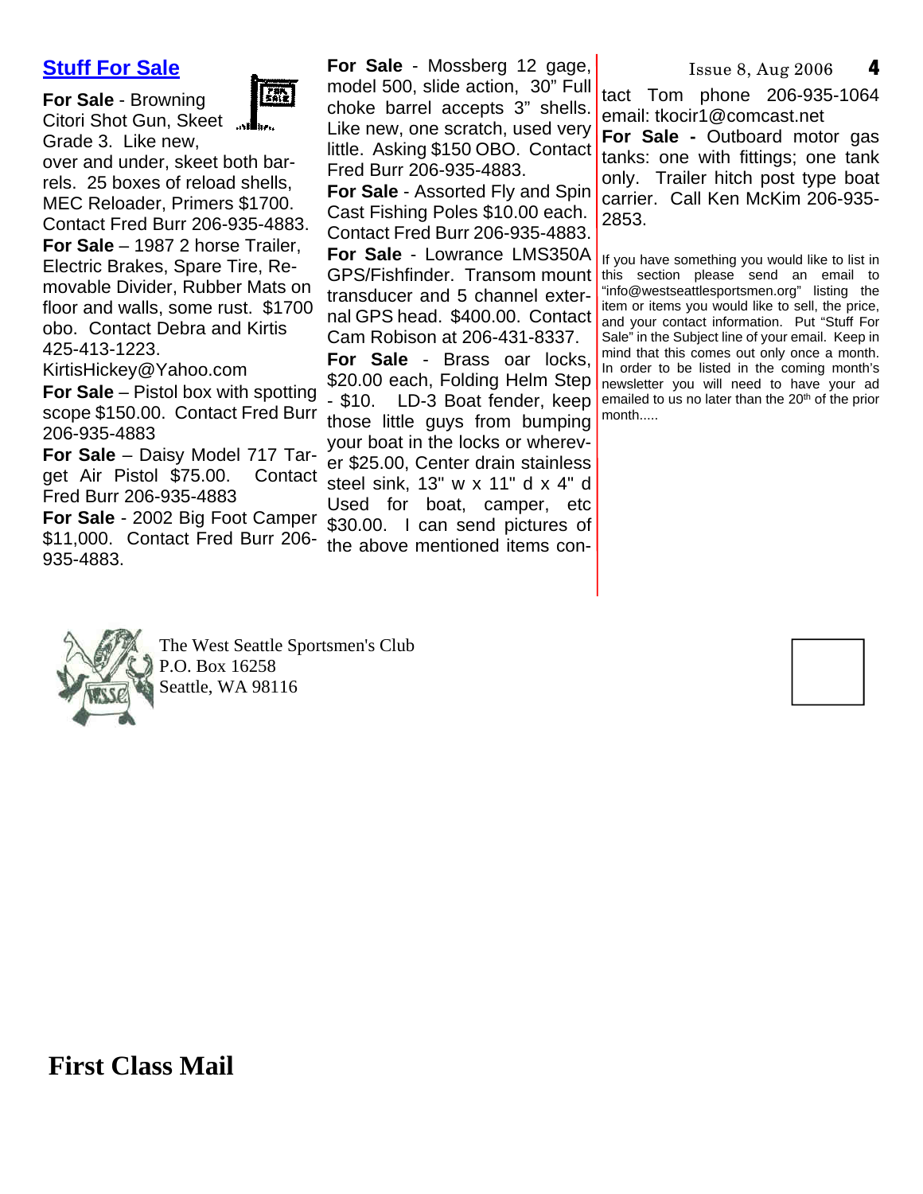## Stuff For Sale

**For Sale** - Browning Citori Shot Gun, Skeet Grade 3. Like new, over and under, skeet both barrels. 25 boxes of reload shells, MEC Reloader, Primers $1700. Contact Fred Burr 206-935-4883.

**For Sale** – 1987 2 horse Trailer, Electric Brakes, Spare Tire, Removable Divider, Rubber Mats on floor and walls, some rust. $1700 obo. Contact Debra and Kirtis 425-413-1223. KirtisHickey@Yahoo.com

**For Sale** – Pistol box with spotting scope $150.00. Contact Fred Burr 206-935-4883

**For Sale** – Daisy Model 717 Target Air Pistol $75.00. Contact Fred Burr 206-935-4883

**For Sale** - 2002 Big Foot Camper $11,000. Contact Fred Burr 206-935-4883.

**For Sale** - Mossberg 12 gage, model 500, slide action, 30" Full choke barrel accepts 3" shells. Like new, one scratch, used very little. Asking $150 OBO. Contact Fred Burr 206-935-4883.

**For Sale** - Assorted Fly and Spin Cast Fishing Poles $10.00 each. Contact Fred Burr 206-935-4883.

**For Sale** - Lowrance LMS350A GPS/Fishfinder. Transom mount transducer and 5 channel external GPS head. $400.00. Contact Cam Robison at 206-431-8337.

**For Sale** - Brass oar locks, $20.00 each, Folding Helm Step - $10. LD-3 Boat fender, keep those little guys from bumping your boat in the locks or wherever $25.00, Center drain stainless steel sink, 13" w x 11" d x 4" d Used for boat, camper, etc $30.00. I can send pictures of the above mentioned items contact Tom phone 206-935-1064 email: tkocir1@comcast.net

**For Sale -** Outboard motor gas tanks: one with fittings; one tank only. Trailer hitch post type boat carrier. Call Ken McKim 206-935-2853.

If you have something you would like to list in this section please send an email to "info@westseattlesportsmen.org" listing the item or items you would like to sell, the price, and your contact information. Put "Stuff For Sale" in the Subject line of your email. Keep in mind that this comes out only once a month. In order to be listed in the coming month's newsletter you will need to have your ad emailed to us no later than the 20th of the prior month.....

The West Seattle Sportsmen's Club
P.O. Box 16258
Seattle, WA 98116

**First Class Mail**